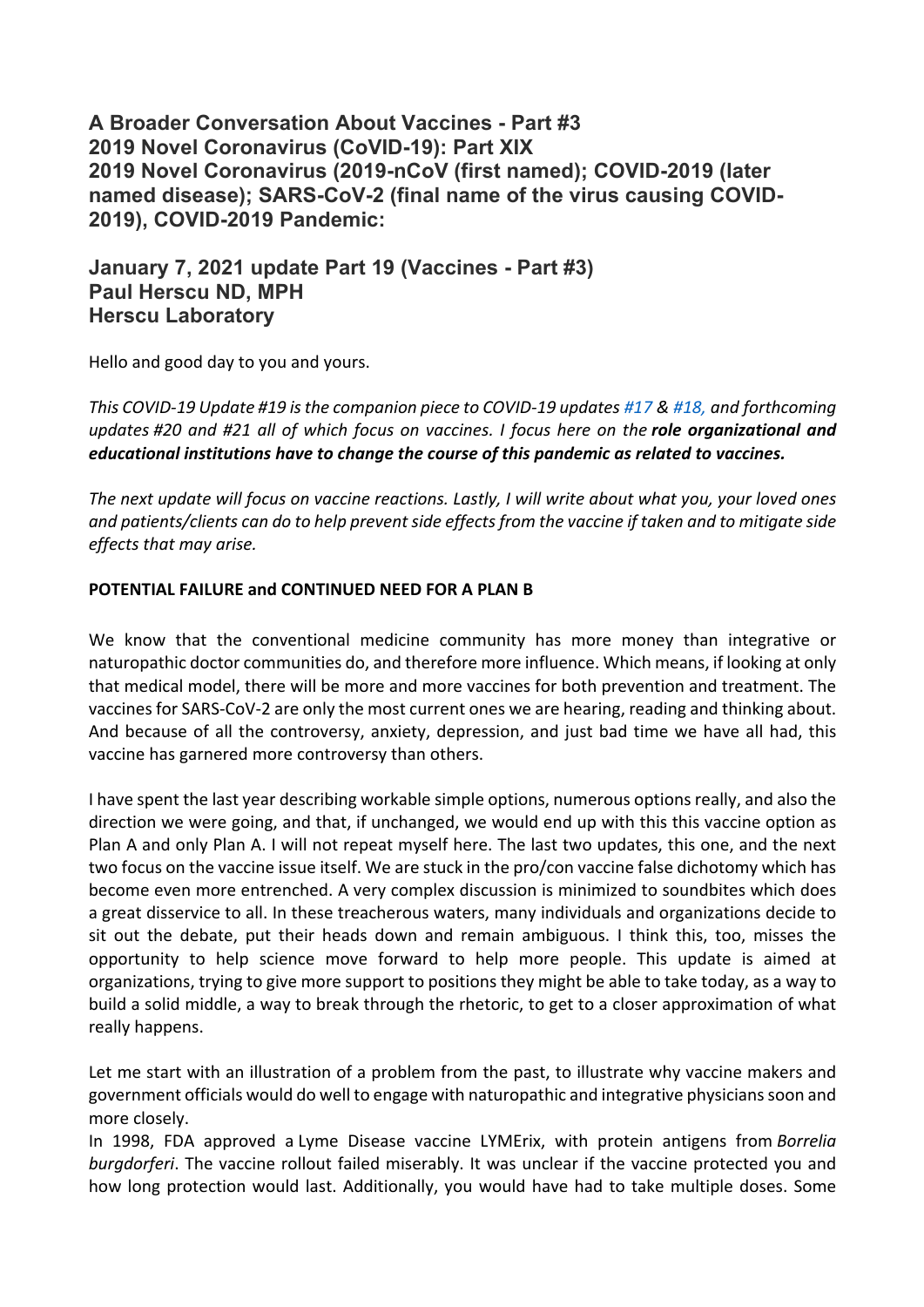# A Broader Conversation About Vaccines - Part #3
# 2019 Novel Coronavirus (CoVID-19): Part XIX
# 2019 Novel Coronavirus (2019-nCoV (first named); COVID-2019 (later named disease); SARS-CoV-2 (final name of the virus causing COVID-2019), COVID-2019 Pandemic:

## January 7, 2021 update Part 19 (Vaccines - Part #3)
## Paul Herscu ND, MPH
## Herscu Laboratory

Hello and good day to you and yours.

*This COVID-19 Update #19 is the companion piece to COVID-19 updates #17 & #18, and forthcoming updates #20 and #21 all of which focus on vaccines. I focus here on the* ***role organizational and educational institutions have to change the course of this pandemic as related to vaccines.***

*The next update will focus on vaccine reactions. Lastly, I will write about what you, your loved ones and patients/clients can do to help prevent side effects from the vaccine if taken and to mitigate side effects that may arise.*

**POTENTIAL FAILURE and CONTINUED NEED FOR A PLAN B**

We know that the conventional medicine community has more money than integrative or naturopathic doctor communities do, and therefore more influence. Which means, if looking at only that medical model, there will be more and more vaccines for both prevention and treatment. The vaccines for SARS-CoV-2 are only the most current ones we are hearing, reading and thinking about. And because of all the controversy, anxiety, depression, and just bad time we have all had, this vaccine has garnered more controversy than others.

I have spent the last year describing workable simple options, numerous options really, and also the direction we were going, and that, if unchanged, we would end up with this this vaccine option as Plan A and only Plan A. I will not repeat myself here. The last two updates, this one, and the next two focus on the vaccine issue itself. We are stuck in the pro/con vaccine false dichotomy which has become even more entrenched. A very complex discussion is minimized to soundbites which does a great disservice to all. In these treacherous waters, many individuals and organizations decide to sit out the debate, put their heads down and remain ambiguous. I think this, too, misses the opportunity to help science move forward to help more people. This update is aimed at organizations, trying to give more support to positions they might be able to take today, as a way to build a solid middle, a way to break through the rhetoric, to get to a closer approximation of what really happens.

Let me start with an illustration of a problem from the past, to illustrate why vaccine makers and government officials would do well to engage with naturopathic and integrative physicians soon and more closely.

In 1998, FDA approved a Lyme Disease vaccine LYMErix, with protein antigens from *Borrelia burgdorferi*. The vaccine rollout failed miserably. It was unclear if the vaccine protected you and how long protection would last. Additionally, you would have had to take multiple doses. Some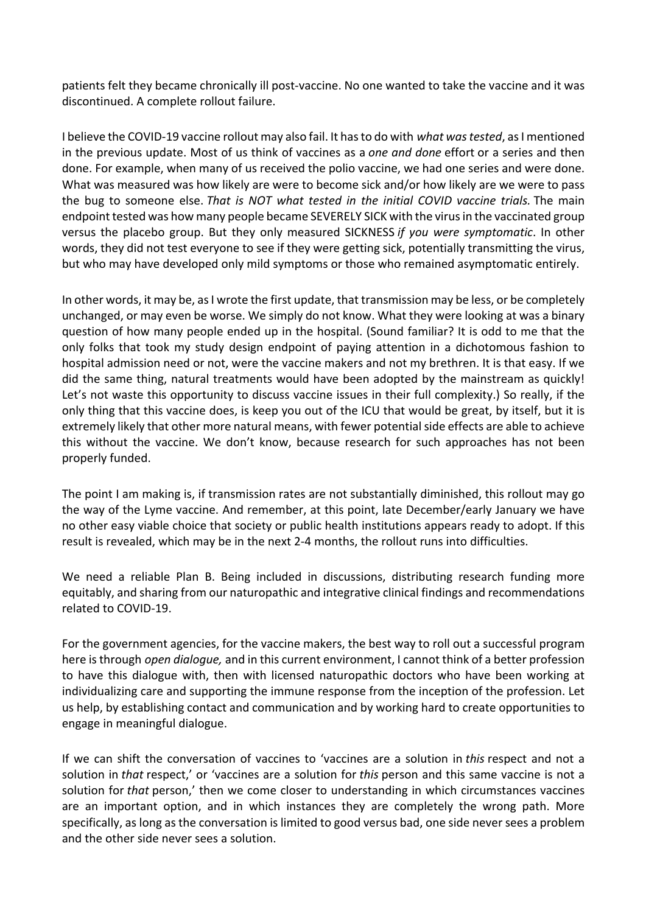patients felt they became chronically ill post-vaccine. No one wanted to take the vaccine and it was discontinued. A complete rollout failure.

I believe the COVID-19 vaccine rollout may also fail. It has to do with *what was tested*, as I mentioned in the previous update. Most of us think of vaccines as a *one and done* effort or a series and then done. For example, when many of us received the polio vaccine, we had one series and were done. What was measured was how likely are were to become sick and/or how likely are we were to pass the bug to someone else. *That is NOT what tested in the initial COVID vaccine trials.* The main endpoint tested was how many people became SEVERELY SICK with the virus in the vaccinated group versus the placebo group. But they only measured SICKNESS *if you were symptomatic*. In other words, they did not test everyone to see if they were getting sick, potentially transmitting the virus, but who may have developed only mild symptoms or those who remained asymptomatic entirely.

In other words, it may be, as I wrote the first update, that transmission may be less, or be completely unchanged, or may even be worse. We simply do not know. What they were looking at was a binary question of how many people ended up in the hospital. (Sound familiar? It is odd to me that the only folks that took my study design endpoint of paying attention in a dichotomous fashion to hospital admission need or not, were the vaccine makers and not my brethren. It is that easy. If we did the same thing, natural treatments would have been adopted by the mainstream as quickly! Let's not waste this opportunity to discuss vaccine issues in their full complexity.) So really, if the only thing that this vaccine does, is keep you out of the ICU that would be great, by itself, but it is extremely likely that other more natural means, with fewer potential side effects are able to achieve this without the vaccine. We don't know, because research for such approaches has not been properly funded.

The point I am making is, if transmission rates are not substantially diminished, this rollout may go the way of the Lyme vaccine. And remember, at this point, late December/early January we have no other easy viable choice that society or public health institutions appears ready to adopt. If this result is revealed, which may be in the next 2-4 months, the rollout runs into difficulties.

We need a reliable Plan B. Being included in discussions, distributing research funding more equitably, and sharing from our naturopathic and integrative clinical findings and recommendations related to COVID-19.

For the government agencies, for the vaccine makers, the best way to roll out a successful program here is through *open dialogue,* and in this current environment, I cannot think of a better profession to have this dialogue with, then with licensed naturopathic doctors who have been working at individualizing care and supporting the immune response from the inception of the profession. Let us help, by establishing contact and communication and by working hard to create opportunities to engage in meaningful dialogue.

If we can shift the conversation of vaccines to 'vaccines are a solution in *this* respect and not a solution in *that* respect,' or 'vaccines are a solution for *this* person and this same vaccine is not a solution for *that* person,' then we come closer to understanding in which circumstances vaccines are an important option, and in which instances they are completely the wrong path. More specifically, as long as the conversation is limited to good versus bad, one side never sees a problem and the other side never sees a solution.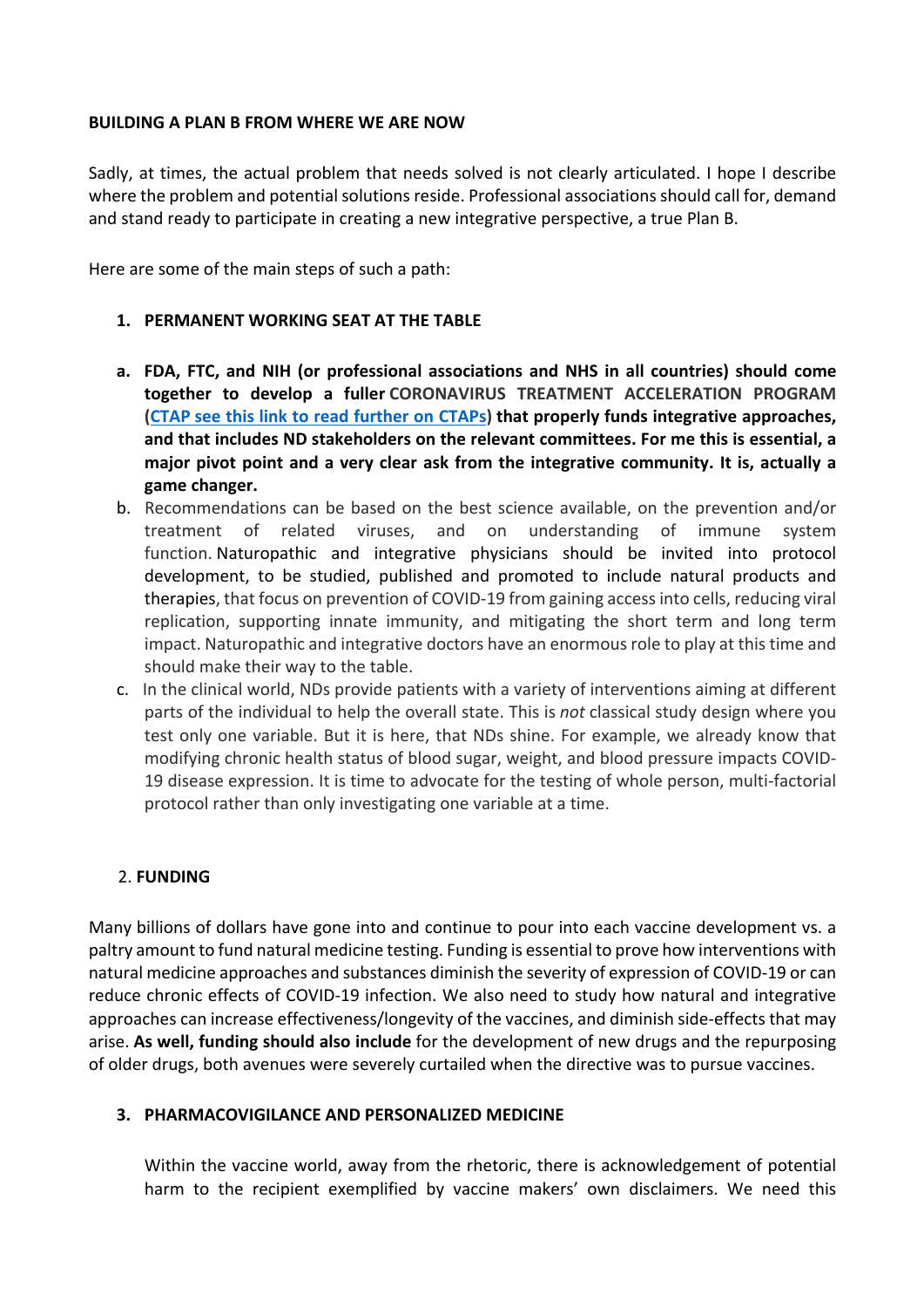**BUILDING A PLAN B FROM WHERE WE ARE NOW**

Sadly, at times, the actual problem that needs solved is not clearly articulated. I hope I describe where the problem and potential solutions reside. Professional associations should call for, demand and stand ready to participate in creating a new integrative perspective, a true Plan B.

Here are some of the main steps of such a path:

1. **PERMANENT WORKING SEAT AT THE TABLE**

a. **FDA, FTC, and NIH (or professional associations and NHS in all countries) should come together to develop a fuller CORONAVIRUS TREATMENT ACCELERATION PROGRAM ([CTAP see this link to read further on CTAPs]) that properly funds integrative approaches, and that includes ND stakeholders on the relevant committees. For me this is essential, a major pivot point and a very clear ask from the integrative community. It is, actually a game changer.**

b. Recommendations can be based on the best science available, on the prevention and/or treatment of related viruses, and on understanding of immune system function. Naturopathic and integrative physicians should be invited into protocol development, to be studied, published and promoted to include natural products and therapies, that focus on prevention of COVID-19 from gaining access into cells, reducing viral replication, supporting innate immunity, and mitigating the short term and long term impact. Naturopathic and integrative doctors have an enormous role to play at this time and should make their way to the table.

c. In the clinical world, NDs provide patients with a variety of interventions aiming at different parts of the individual to help the overall state. This is *not* classical study design where you test only one variable. But it is here, that NDs shine. For example, we already know that modifying chronic health status of blood sugar, weight, and blood pressure impacts COVID-19 disease expression. It is time to advocate for the testing of whole person, multi-factorial protocol rather than only investigating one variable at a time.

2. **FUNDING**

Many billions of dollars have gone into and continue to pour into each vaccine development vs. a paltry amount to fund natural medicine testing. Funding is essential to prove how interventions with natural medicine approaches and substances diminish the severity of expression of COVID-19 or can reduce chronic effects of COVID-19 infection. We also need to study how natural and integrative approaches can increase effectiveness/longevity of the vaccines, and diminish side-effects that may arise. **As well, funding should also include** for the development of new drugs and the repurposing of older drugs, both avenues were severely curtailed when the directive was to pursue vaccines.

3. **PHARMACOVIGILANCE AND PERSONALIZED MEDICINE**

Within the vaccine world, away from the rhetoric, there is acknowledgement of potential harm to the recipient exemplified by vaccine makers' own disclaimers. We need this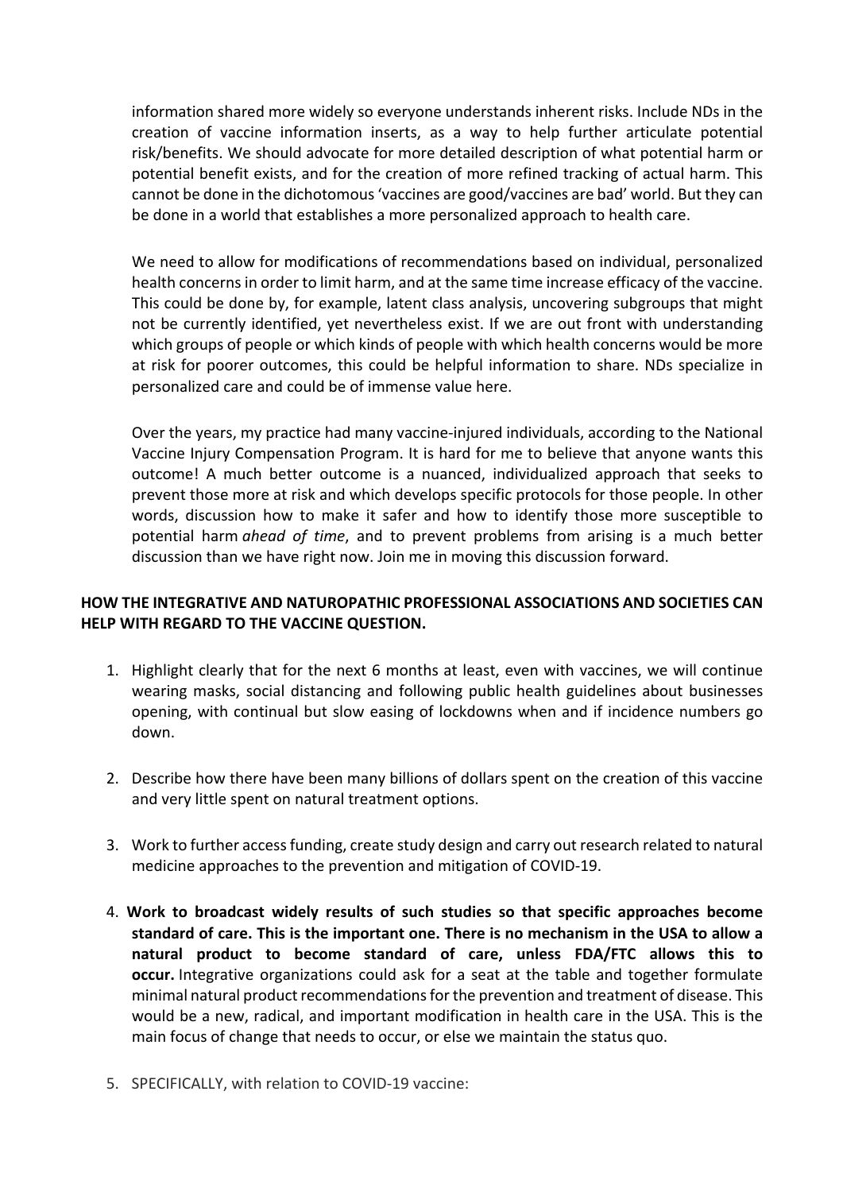information shared more widely so everyone understands inherent risks. Include NDs in the creation of vaccine information inserts, as a way to help further articulate potential risk/benefits. We should advocate for more detailed description of what potential harm or potential benefit exists, and for the creation of more refined tracking of actual harm. This cannot be done in the dichotomous 'vaccines are good/vaccines are bad' world. But they can be done in a world that establishes a more personalized approach to health care.

We need to allow for modifications of recommendations based on individual, personalized health concerns in order to limit harm, and at the same time increase efficacy of the vaccine. This could be done by, for example, latent class analysis, uncovering subgroups that might not be currently identified, yet nevertheless exist. If we are out front with understanding which groups of people or which kinds of people with which health concerns would be more at risk for poorer outcomes, this could be helpful information to share. NDs specialize in personalized care and could be of immense value here.

Over the years, my practice had many vaccine-injured individuals, according to the National Vaccine Injury Compensation Program. It is hard for me to believe that anyone wants this outcome! A much better outcome is a nuanced, individualized approach that seeks to prevent those more at risk and which develops specific protocols for those people. In other words, discussion how to make it safer and how to identify those more susceptible to potential harm *ahead of time*, and to prevent problems from arising is a much better discussion than we have right now. Join me in moving this discussion forward.

**HOW THE INTEGRATIVE AND NATUROPATHIC PROFESSIONAL ASSOCIATIONS AND SOCIETIES CAN HELP WITH REGARD TO THE VACCINE QUESTION.**

1. Highlight clearly that for the next 6 months at least, even with vaccines, we will continue wearing masks, social distancing and following public health guidelines about businesses opening, with continual but slow easing of lockdowns when and if incidence numbers go down.

2. Describe how there have been many billions of dollars spent on the creation of this vaccine and very little spent on natural treatment options.

3. Work to further access funding, create study design and carry out research related to natural medicine approaches to the prevention and mitigation of COVID-19.

4. **Work to broadcast widely results of such studies so that specific approaches become standard of care. This is the important one. There is no mechanism in the USA to allow a natural product to become standard of care, unless FDA/FTC allows this to occur.** Integrative organizations could ask for a seat at the table and together formulate minimal natural product recommendations for the prevention and treatment of disease. This would be a new, radical, and important modification in health care in the USA. This is the main focus of change that needs to occur, or else we maintain the status quo.

5. SPECIFICALLY, with relation to COVID-19 vaccine: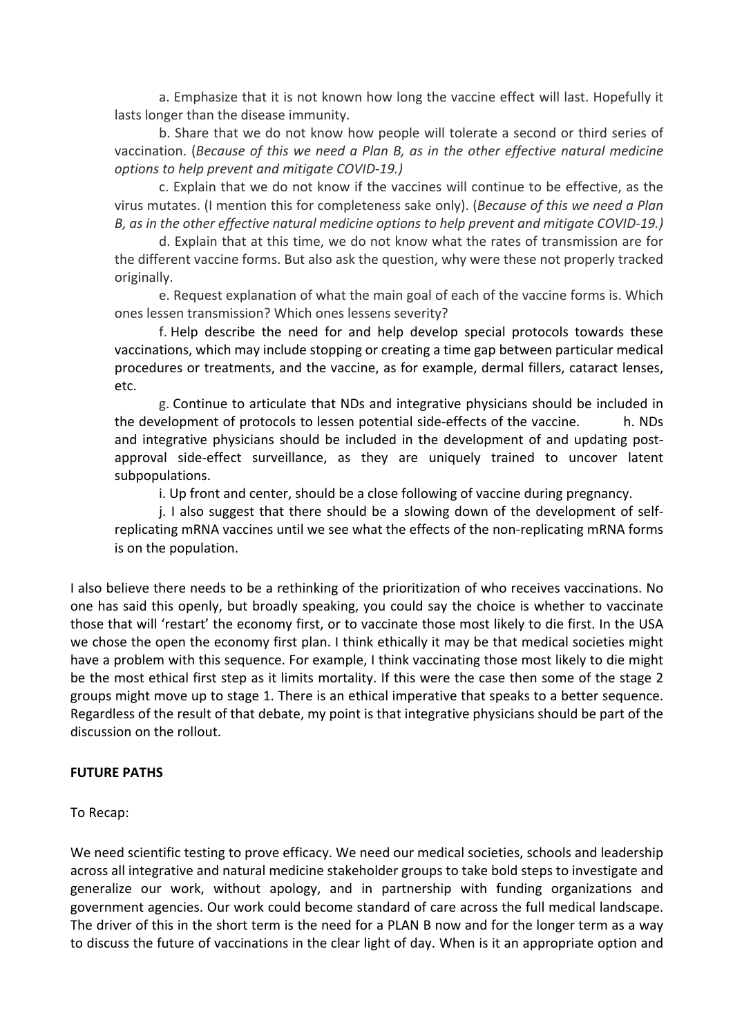a. Emphasize that it is not known how long the vaccine effect will last. Hopefully it lasts longer than the disease immunity.

b. Share that we do not know how people will tolerate a second or third series of vaccination. (*Because of this we need a Plan B, as in the other effective natural medicine options to help prevent and mitigate COVID-19.)*

c. Explain that we do not know if the vaccines will continue to be effective, as the virus mutates. (I mention this for completeness sake only). (*Because of this we need a Plan B, as in the other effective natural medicine options to help prevent and mitigate COVID-19.)*

d. Explain that at this time, we do not know what the rates of transmission are for the different vaccine forms. But also ask the question, why were these not properly tracked originally.

e. Request explanation of what the main goal of each of the vaccine forms is. Which ones lessen transmission? Which ones lessens severity?

f. Help describe the need for and help develop special protocols towards these vaccinations, which may include stopping or creating a time gap between particular medical procedures or treatments, and the vaccine, as for example, dermal fillers, cataract lenses, etc.

g. Continue to articulate that NDs and integrative physicians should be included in the development of protocols to lessen potential side-effects of the vaccine.

h. NDs and integrative physicians should be included in the development of and updating post-approval side-effect surveillance, as they are uniquely trained to uncover latent subpopulations.

i. Up front and center, should be a close following of vaccine during pregnancy.

j. I also suggest that there should be a slowing down of the development of self-replicating mRNA vaccines until we see what the effects of the non-replicating mRNA forms is on the population.

I also believe there needs to be a rethinking of the prioritization of who receives vaccinations. No one has said this openly, but broadly speaking, you could say the choice is whether to vaccinate those that will 'restart' the economy first, or to vaccinate those most likely to die first. In the USA we chose the open the economy first plan. I think ethically it may be that medical societies might have a problem with this sequence. For example, I think vaccinating those most likely to die might be the most ethical first step as it limits mortality. If this were the case then some of the stage 2 groups might move up to stage 1. There is an ethical imperative that speaks to a better sequence. Regardless of the result of that debate, my point is that integrative physicians should be part of the discussion on the rollout.

**FUTURE PATHS**

To Recap:

We need scientific testing to prove efficacy. We need our medical societies, schools and leadership across all integrative and natural medicine stakeholder groups to take bold steps to investigate and generalize our work, without apology, and in partnership with funding organizations and government agencies. Our work could become standard of care across the full medical landscape. The driver of this in the short term is the need for a PLAN B now and for the longer term as a way to discuss the future of vaccinations in the clear light of day. When is it an appropriate option and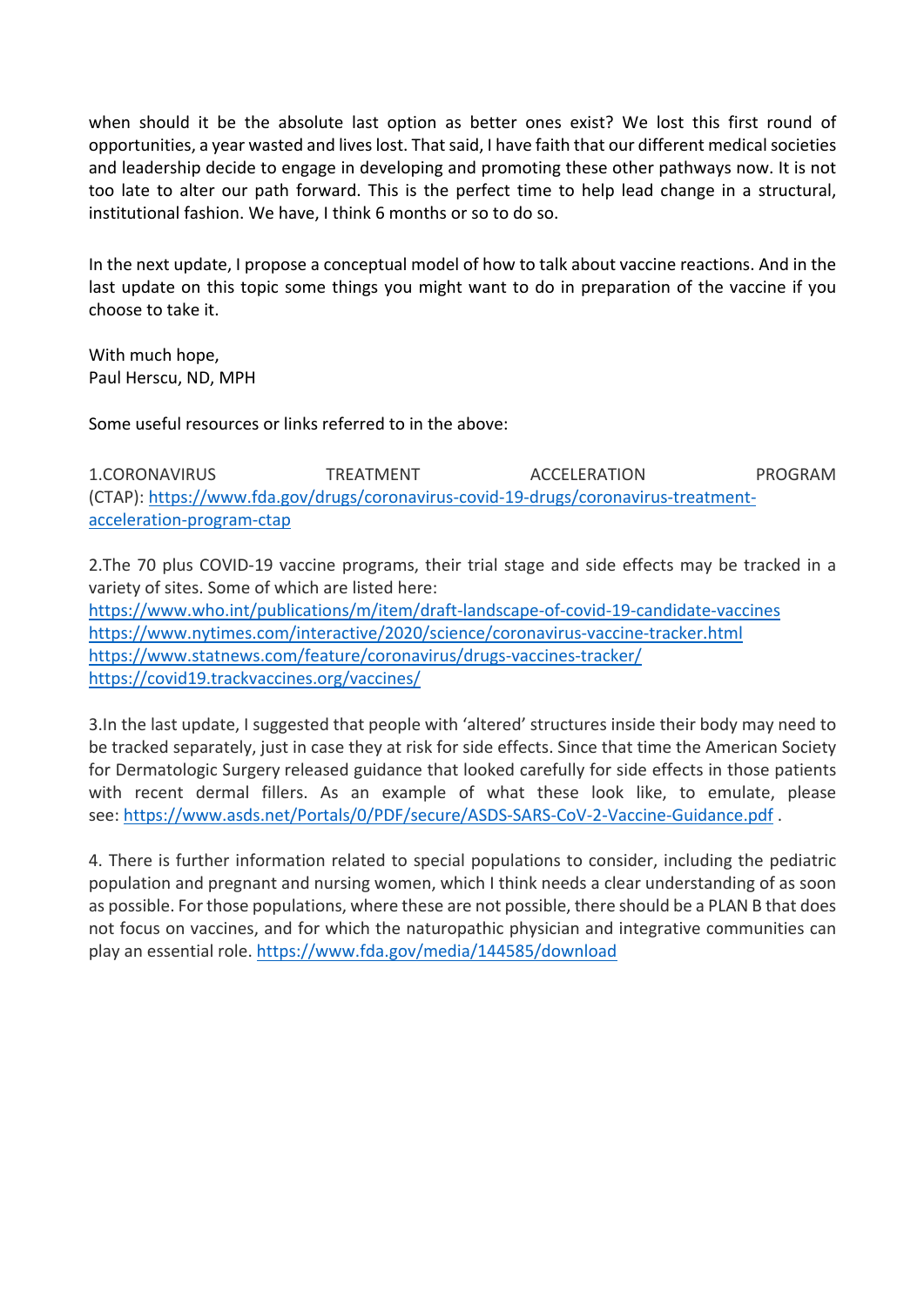when should it be the absolute last option as better ones exist? We lost this first round of opportunities, a year wasted and lives lost. That said, I have faith that our different medical societies and leadership decide to engage in developing and promoting these other pathways now. It is not too late to alter our path forward. This is the perfect time to help lead change in a structural, institutional fashion. We have, I think 6 months or so to do so.

In the next update, I propose a conceptual model of how to talk about vaccine reactions. And in the last update on this topic some things you might want to do in preparation of the vaccine if you choose to take it.

With much hope,
Paul Herscu, ND, MPH

Some useful resources or links referred to in the above:

1.CORONAVIRUS TREATMENT ACCELERATION PROGRAM (CTAP): https://www.fda.gov/drugs/coronavirus-covid-19-drugs/coronavirus-treatment-acceleration-program-ctap

2.The 70 plus COVID-19 vaccine programs, their trial stage and side effects may be tracked in a variety of sites. Some of which are listed here:
https://www.who.int/publications/m/item/draft-landscape-of-covid-19-candidate-vaccines
https://www.nytimes.com/interactive/2020/science/coronavirus-vaccine-tracker.html
https://www.statnews.com/feature/coronavirus/drugs-vaccines-tracker/
https://covid19.trackvaccines.org/vaccines/

3.In the last update, I suggested that people with 'altered' structures inside their body may need to be tracked separately, just in case they at risk for side effects. Since that time the American Society for Dermatologic Surgery released guidance that looked carefully for side effects in those patients with recent dermal fillers. As an example of what these look like, to emulate, please see: https://www.asds.net/Portals/0/PDF/secure/ASDS-SARS-CoV-2-Vaccine-Guidance.pdf .

4. There is further information related to special populations to consider, including the pediatric population and pregnant and nursing women, which I think needs a clear understanding of as soon as possible. For those populations, where these are not possible, there should be a PLAN B that does not focus on vaccines, and for which the naturopathic physician and integrative communities can play an essential role. https://www.fda.gov/media/144585/download